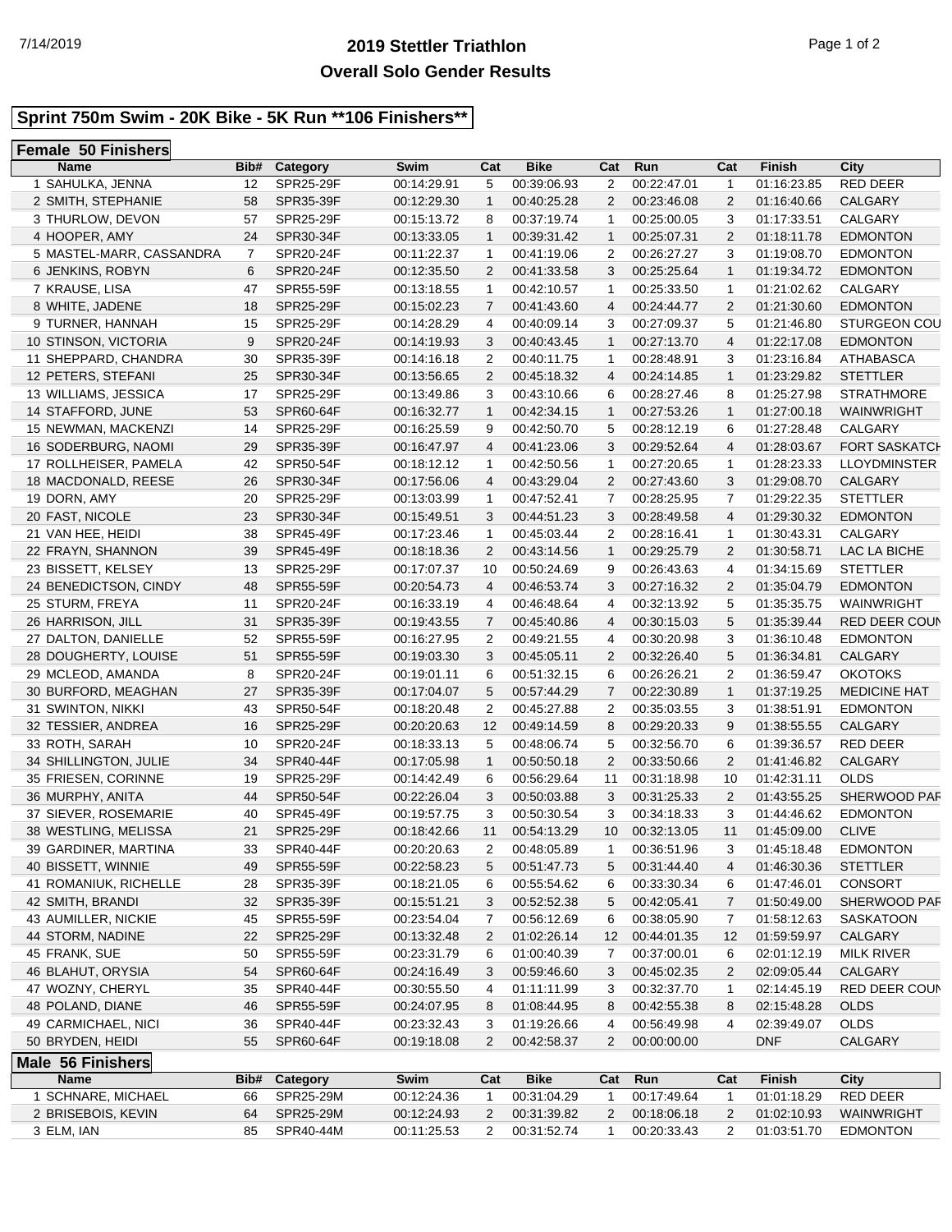# 2019 Stettler Triathlon

## Overall Solo Gender Results

### Sprint 750m Swim - 20K Bike - 5K Run **106 Finishers**

#### Female 50 Finishers

| Name | Bib# | Category | Swim | Cat | Bike | Cat | Run | Cat | Finish | City |
|---|---|---|---|---|---|---|---|---|---|---|
| 1 SAHULKA, JENNA | 12 | SPR25-29F | 00:14:29.91 | 5 | 00:39:06.93 | 2 | 00:22:47.01 | 1 | 01:16:23.85 | RED DEER |
| 2 SMITH, STEPHANIE | 58 | SPR35-39F | 00:12:29.30 | 1 | 00:40:25.28 | 2 | 00:23:46.08 | 2 | 01:16:40.66 | CALGARY |
| 3 THURLOW, DEVON | 57 | SPR25-29F | 00:15:13.72 | 8 | 00:37:19.74 | 1 | 00:25:00.05 | 3 | 01:17:33.51 | CALGARY |
| 4 HOOPER, AMY | 24 | SPR30-34F | 00:13:33.05 | 1 | 00:39:31.42 | 1 | 00:25:07.31 | 2 | 01:18:11.78 | EDMONTON |
| 5 MASTEL-MARR, CASSANDRA | 7 | SPR20-24F | 00:11:22.37 | 1 | 00:41:19.06 | 2 | 00:26:27.27 | 3 | 01:19:08.70 | EDMONTON |
| 6 JENKINS, ROBYN | 6 | SPR20-24F | 00:12:35.50 | 2 | 00:41:33.58 | 3 | 00:25:25.64 | 1 | 01:19:34.72 | EDMONTON |
| 7 KRAUSE, LISA | 47 | SPR55-59F | 00:13:18.55 | 1 | 00:42:10.57 | 1 | 00:25:33.50 | 1 | 01:21:02.62 | CALGARY |
| 8 WHITE, JADENE | 18 | SPR25-29F | 00:15:02.23 | 7 | 00:41:43.60 | 4 | 00:24:44.77 | 2 | 01:21:30.60 | EDMONTON |
| 9 TURNER, HANNAH | 15 | SPR25-29F | 00:14:28.29 | 4 | 00:40:09.14 | 3 | 00:27:09.37 | 5 | 01:21:46.80 | STURGEON COU |
| 10 STINSON, VICTORIA | 9 | SPR20-24F | 00:14:19.93 | 3 | 00:40:43.45 | 1 | 00:27:13.70 | 4 | 01:22:17.08 | EDMONTON |
| 11 SHEPPARD, CHANDRA | 30 | SPR35-39F | 00:14:16.18 | 2 | 00:40:11.75 | 1 | 00:28:48.91 | 3 | 01:23:16.84 | ATHABASCA |
| 12 PETERS, STEFANI | 25 | SPR30-34F | 00:13:56.65 | 2 | 00:45:18.32 | 4 | 00:24:14.85 | 1 | 01:23:29.82 | STETTLER |
| 13 WILLIAMS, JESSICA | 17 | SPR25-29F | 00:13:49.86 | 3 | 00:43:10.66 | 6 | 00:28:27.46 | 8 | 01:25:27.98 | STRATHMORE |
| 14 STAFFORD, JUNE | 53 | SPR60-64F | 00:16:32.77 | 1 | 00:42:34.15 | 1 | 00:27:53.26 | 1 | 01:27:00.18 | WAINWRIGHT |
| 15 NEWMAN, MACKENZI | 14 | SPR25-29F | 00:16:25.59 | 9 | 00:42:50.70 | 5 | 00:28:12.19 | 6 | 01:27:28.48 | CALGARY |
| 16 SODERBURG, NAOMI | 29 | SPR35-39F | 00:16:47.97 | 4 | 00:41:23.06 | 3 | 00:29:52.64 | 4 | 01:28:03.67 | FORT SASKATCH |
| 17 ROLLHEISER, PAMELA | 42 | SPR50-54F | 00:18:12.12 | 1 | 00:42:50.56 | 1 | 00:27:20.65 | 1 | 01:28:23.33 | LLOYDMINSTER |
| 18 MACDONALD, REESE | 26 | SPR30-34F | 00:17:56.06 | 4 | 00:43:29.04 | 2 | 00:27:43.60 | 3 | 01:29:08.70 | CALGARY |
| 19 DORN, AMY | 20 | SPR25-29F | 00:13:03.99 | 1 | 00:47:52.41 | 7 | 00:28:25.95 | 7 | 01:29:22.35 | STETTLER |
| 20 FAST, NICOLE | 23 | SPR30-34F | 00:15:49.51 | 3 | 00:44:51.23 | 3 | 00:28:49.58 | 4 | 01:29:30.32 | EDMONTON |
| 21 VAN HEE, HEIDI | 38 | SPR45-49F | 00:17:23.46 | 1 | 00:45:03.44 | 2 | 00:28:16.41 | 1 | 01:30:43.31 | CALGARY |
| 22 FRAYN, SHANNON | 39 | SPR45-49F | 00:18:18.36 | 2 | 00:43:14.56 | 1 | 00:29:25.79 | 2 | 01:30:58.71 | LAC LA BICHE |
| 23 BISSETT, KELSEY | 13 | SPR25-29F | 00:17:07.37 | 10 | 00:50:24.69 | 9 | 00:26:43.63 | 4 | 01:34:15.69 | STETTLER |
| 24 BENEDICTSON, CINDY | 48 | SPR55-59F | 00:20:54.73 | 4 | 00:46:53.74 | 3 | 00:27:16.32 | 2 | 01:35:04.79 | EDMONTON |
| 25 STURM, FREYA | 11 | SPR20-24F | 00:16:33.19 | 4 | 00:46:48.64 | 4 | 00:32:13.92 | 5 | 01:35:35.75 | WAINWRIGHT |
| 26 HARRISON, JILL | 31 | SPR35-39F | 00:19:43.55 | 7 | 00:45:40.86 | 4 | 00:30:15.03 | 5 | 01:35:39.44 | RED DEER COUN |
| 27 DALTON, DANIELLE | 52 | SPR55-59F | 00:16:27.95 | 2 | 00:49:21.55 | 4 | 00:30:20.98 | 3 | 01:36:10.48 | EDMONTON |
| 28 DOUGHERTY, LOUISE | 51 | SPR55-59F | 00:19:03.30 | 3 | 00:45:05.11 | 2 | 00:32:26.40 | 5 | 01:36:34.81 | CALGARY |
| 29 MCLEOD, AMANDA | 8 | SPR20-24F | 00:19:01.11 | 6 | 00:51:32.15 | 6 | 00:26:26.21 | 2 | 01:36:59.47 | OKOTOKS |
| 30 BURFORD, MEAGHAN | 27 | SPR35-39F | 00:17:04.07 | 5 | 00:57:44.29 | 7 | 00:22:30.89 | 1 | 01:37:19.25 | MEDICINE HAT |
| 31 SWINTON, NIKKI | 43 | SPR50-54F | 00:18:20.48 | 2 | 00:45:27.88 | 2 | 00:35:03.55 | 3 | 01:38:51.91 | EDMONTON |
| 32 TESSIER, ANDREA | 16 | SPR25-29F | 00:20:20.63 | 12 | 00:49:14.59 | 8 | 00:29:20.33 | 9 | 01:38:55.55 | CALGARY |
| 33 ROTH, SARAH | 10 | SPR20-24F | 00:18:33.13 | 5 | 00:48:06.74 | 5 | 00:32:56.70 | 6 | 01:39:36.57 | RED DEER |
| 34 SHILLINGTON, JULIE | 34 | SPR40-44F | 00:17:05.98 | 1 | 00:50:50.18 | 2 | 00:33:50.66 | 2 | 01:41:46.82 | CALGARY |
| 35 FRIESEN, CORINNE | 19 | SPR25-29F | 00:14:42.49 | 6 | 00:56:29.64 | 11 | 00:31:18.98 | 10 | 01:42:31.11 | OLDS |
| 36 MURPHY, ANITA | 44 | SPR50-54F | 00:22:26.04 | 3 | 00:50:03.88 | 3 | 00:31:25.33 | 2 | 01:43:55.25 | SHERWOOD PAR |
| 37 SIEVER, ROSEMARIE | 40 | SPR45-49F | 00:19:57.75 | 3 | 00:50:30.54 | 3 | 00:34:18.33 | 3 | 01:44:46.62 | EDMONTON |
| 38 WESTLING, MELISSA | 21 | SPR25-29F | 00:18:42.66 | 11 | 00:54:13.29 | 10 | 00:32:13.05 | 11 | 01:45:09.00 | CLIVE |
| 39 GARDINER, MARTINA | 33 | SPR40-44F | 00:20:20.63 | 2 | 00:48:05.89 | 1 | 00:36:51.96 | 3 | 01:45:18.48 | EDMONTON |
| 40 BISSETT, WINNIE | 49 | SPR55-59F | 00:22:58.23 | 5 | 00:51:47.73 | 5 | 00:31:44.40 | 4 | 01:46:30.36 | STETTLER |
| 41 ROMANIUK, RICHELLE | 28 | SPR35-39F | 00:18:21.05 | 6 | 00:55:54.62 | 6 | 00:33:30.34 | 6 | 01:47:46.01 | CONSORT |
| 42 SMITH, BRANDI | 32 | SPR35-39F | 00:15:51.21 | 3 | 00:52:52.38 | 5 | 00:42:05.41 | 7 | 01:50:49.00 | SHERWOOD PAR |
| 43 AUMILLER, NICKIE | 45 | SPR55-59F | 00:23:54.04 | 7 | 00:56:12.69 | 6 | 00:38:05.90 | 7 | 01:58:12.63 | SASKATOON |
| 44 STORM, NADINE | 22 | SPR25-29F | 00:13:32.48 | 2 | 01:02:26.14 | 12 | 00:44:01.35 | 12 | 01:59:59.97 | CALGARY |
| 45 FRANK, SUE | 50 | SPR55-59F | 00:23:31.79 | 6 | 01:00:40.39 | 7 | 00:37:00.01 | 6 | 02:01:12.19 | MILK RIVER |
| 46 BLAHUT, ORYSIA | 54 | SPR60-64F | 00:24:16.49 | 3 | 00:59:46.60 | 3 | 00:45:02.35 | 2 | 02:09:05.44 | CALGARY |
| 47 WOZNY, CHERYL | 35 | SPR40-44F | 00:30:55.50 | 4 | 01:11:11.99 | 3 | 00:32:37.70 | 1 | 02:14:45.19 | RED DEER COUN |
| 48 POLAND, DIANE | 46 | SPR55-59F | 00:24:07.95 | 8 | 01:08:44.95 | 8 | 00:42:55.38 | 8 | 02:15:48.28 | OLDS |
| 49 CARMICHAEL, NICI | 36 | SPR40-44F | 00:23:32.43 | 3 | 01:19:26.66 | 4 | 00:56:49.98 | 4 | 02:39:49.07 | OLDS |
| 50 BRYDEN, HEIDI | 55 | SPR60-64F | 00:19:18.08 | 2 | 00:42:58.37 | 2 | 00:00:00.00 | | DNF | CALGARY |

#### Male 56 Finishers

| Name | Bib# | Category | Swim | Cat | Bike | Cat | Run | Cat | Finish | City |
|---|---|---|---|---|---|---|---|---|---|---|
| 1 SCHNARE, MICHAEL | 66 | SPR25-29M | 00:12:24.36 | 1 | 00:31:04.29 | 1 | 00:17:49.64 | 1 | 01:01:18.29 | RED DEER |
| 2 BRISEBOIS, KEVIN | 64 | SPR25-29M | 00:12:24.93 | 2 | 00:31:39.82 | 2 | 00:18:06.18 | 2 | 01:02:10.93 | WAINWRIGHT |
| 3 ELM, IAN | 85 | SPR40-44M | 00:11:25.53 | 2 | 00:31:52.74 | 1 | 00:20:33.43 | 2 | 01:03:51.70 | EDMONTON |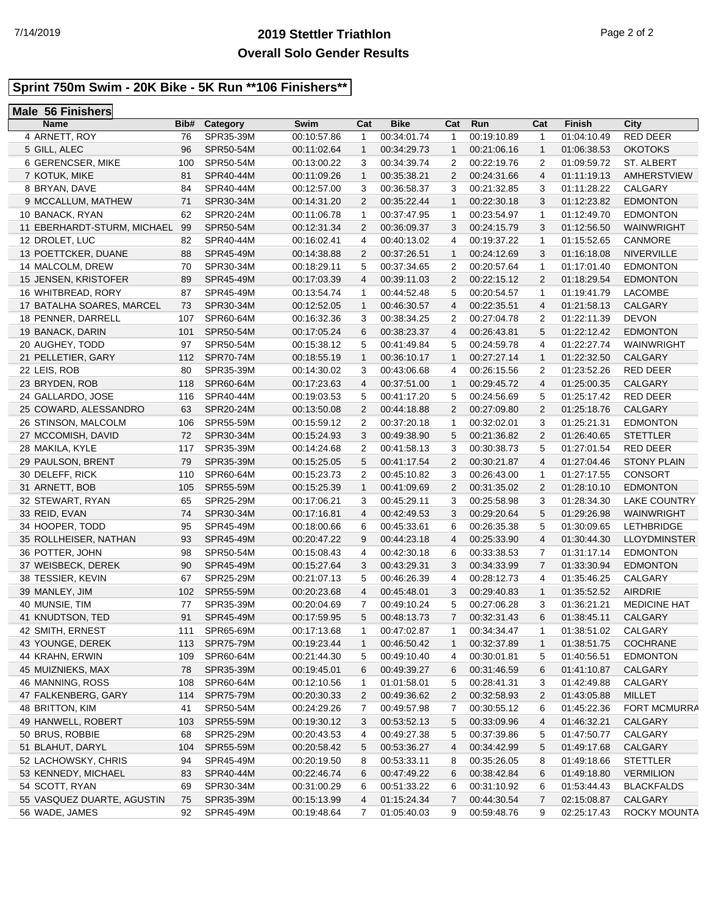# 2019 Stettler Triathlon

## Overall Solo Gender Results

### Sprint 750m Swim - 20K Bike - 5K Run **106 Finishers**

#### Male 56 Finishers

| Name | Bib# | Category | Swim | Cat | Bike | Cat | Run | Cat | Finish | City |
|---|---|---|---|---|---|---|---|---|---|---|
| 4 ARNETT, ROY | 76 | SPR35-39M | 00:10:57.86 | 1 | 00:34:01.74 | 1 | 00:19:10.89 | 1 | 01:04:10.49 | RED DEER |
| 5 GILL, ALEC | 96 | SPR50-54M | 00:11:02.64 | 1 | 00:34:29.73 | 1 | 00:21:06.16 | 1 | 01:06:38.53 | OKOTOKS |
| 6 GERENCSER, MIKE | 100 | SPR50-54M | 00:13:00.22 | 3 | 00:34:39.74 | 2 | 00:22:19.76 | 2 | 01:09:59.72 | ST. ALBERT |
| 7 KOTUK, MIKE | 81 | SPR40-44M | 00:11:09.26 | 1 | 00:35:38.21 | 2 | 00:24:31.66 | 4 | 01:11:19.13 | AMHERSTVIEW |
| 8 BRYAN, DAVE | 84 | SPR40-44M | 00:12:57.00 | 3 | 00:36:58.37 | 3 | 00:21:32.85 | 3 | 01:11:28.22 | CALGARY |
| 9 MCCALLUM, MATHEW | 71 | SPR30-34M | 00:14:31.20 | 2 | 00:35:22.44 | 1 | 00:22:30.18 | 3 | 01:12:23.82 | EDMONTON |
| 10 BANACK, RYAN | 62 | SPR20-24M | 00:11:06.78 | 1 | 00:37:47.95 | 1 | 00:23:54.97 | 1 | 01:12:49.70 | EDMONTON |
| 11 EBERHARDT-STURM, MICHAEL | 99 | SPR50-54M | 00:12:31.34 | 2 | 00:36:09.37 | 3 | 00:24:15.79 | 3 | 01:12:56.50 | WAINWRIGHT |
| 12 DROLET, LUC | 82 | SPR40-44M | 00:16:02.41 | 4 | 00:40:13.02 | 4 | 00:19:37.22 | 1 | 01:15:52.65 | CANMORE |
| 13 POETTCKER, DUANE | 88 | SPR45-49M | 00:14:38.88 | 2 | 00:37:26.51 | 1 | 00:24:12.69 | 3 | 01:16:18.08 | NIVERVILLE |
| 14 MALCOLM, DREW | 70 | SPR30-34M | 00:18:29.11 | 5 | 00:37:34.65 | 2 | 00:20:57.64 | 1 | 01:17:01.40 | EDMONTON |
| 15 JENSEN, KRISTOFER | 89 | SPR45-49M | 00:17:03.39 | 4 | 00:39:11.03 | 2 | 00:22:15.12 | 2 | 01:18:29.54 | EDMONTON |
| 16 WHITBREAD, RORY | 87 | SPR45-49M | 00:13:54.74 | 1 | 00:44:52.48 | 5 | 00:20:54.57 | 1 | 01:19:41.79 | LACOMBE |
| 17 BATALHA SOARES, MARCEL | 73 | SPR30-34M | 00:12:52.05 | 1 | 00:46:30.57 | 4 | 00:22:35.51 | 4 | 01:21:58.13 | CALGARY |
| 18 PENNER, DARRELL | 107 | SPR60-64M | 00:16:32.36 | 3 | 00:38:34.25 | 2 | 00:27:04.78 | 2 | 01:22:11.39 | DEVON |
| 19 BANACK, DARIN | 101 | SPR50-54M | 00:17:05.24 | 6 | 00:38:23.37 | 4 | 00:26:43.81 | 5 | 01:22:12.42 | EDMONTON |
| 20 AUGHEY, TODD | 97 | SPR50-54M | 00:15:38.12 | 5 | 00:41:49.84 | 5 | 00:24:59.78 | 4 | 01:22:27.74 | WAINWRIGHT |
| 21 PELLETIER, GARY | 112 | SPR70-74M | 00:18:55.19 | 1 | 00:36:10.17 | 1 | 00:27:27.14 | 1 | 01:22:32.50 | CALGARY |
| 22 LEIS, ROB | 80 | SPR35-39M | 00:14:30.02 | 3 | 00:43:06.68 | 4 | 00:26:15.56 | 2 | 01:23:52.26 | RED DEER |
| 23 BRYDEN, ROB | 118 | SPR60-64M | 00:17:23.63 | 4 | 00:37:51.00 | 1 | 00:29:45.72 | 4 | 01:25:00.35 | CALGARY |
| 24 GALLARDO, JOSE | 116 | SPR40-44M | 00:19:03.53 | 5 | 00:41:17.20 | 5 | 00:24:56.69 | 5 | 01:25:17.42 | RED DEER |
| 25 COWARD, ALESSANDRO | 63 | SPR20-24M | 00:13:50.08 | 2 | 00:44:18.88 | 2 | 00:27:09.80 | 2 | 01:25:18.76 | CALGARY |
| 26 STINSON, MALCOLM | 106 | SPR55-59M | 00:15:59.12 | 2 | 00:37:20.18 | 1 | 00:32:02.01 | 3 | 01:25:21.31 | EDMONTON |
| 27 MCCOMISH, DAVID | 72 | SPR30-34M | 00:15:24.93 | 3 | 00:49:38.90 | 5 | 00:21:36.82 | 2 | 01:26:40.65 | STETTLER |
| 28 MAKILA, KYLE | 117 | SPR35-39M | 00:14:24.68 | 2 | 00:41:58.13 | 3 | 00:30:38.73 | 5 | 01:27:01.54 | RED DEER |
| 29 PAULSON, BRENT | 79 | SPR35-39M | 00:15:25.05 | 5 | 00:41:17.54 | 2 | 00:30:21.87 | 4 | 01:27:04.46 | STONY PLAIN |
| 30 DELEFF, RICK | 110 | SPR60-64M | 00:15:23.73 | 2 | 00:45:10.82 | 3 | 00:26:43.00 | 1 | 01:27:17.55 | CONSORT |
| 31 ARNETT, BOB | 105 | SPR55-59M | 00:15:25.39 | 1 | 00:41:09.69 | 2 | 00:31:35.02 | 2 | 01:28:10.10 | EDMONTON |
| 32 STEWART, RYAN | 65 | SPR25-29M | 00:17:06.21 | 3 | 00:45:29.11 | 3 | 00:25:58.98 | 3 | 01:28:34.30 | LAKE COUNTRY |
| 33 REID, EVAN | 74 | SPR30-34M | 00:17:16.81 | 4 | 00:42:49.53 | 3 | 00:29:20.64 | 5 | 01:29:26.98 | WAINWRIGHT |
| 34 HOOPER, TODD | 95 | SPR45-49M | 00:18:00.66 | 6 | 00:45:33.61 | 6 | 00:26:35.38 | 5 | 01:30:09.65 | LETHBRIDGE |
| 35 ROLLHEISER, NATHAN | 93 | SPR45-49M | 00:20:47.22 | 9 | 00:44:23.18 | 4 | 00:25:33.90 | 4 | 01:30:44.30 | LLOYDMINSTER |
| 36 POTTER, JOHN | 98 | SPR50-54M | 00:15:08.43 | 4 | 00:42:30.18 | 6 | 00:33:38.53 | 7 | 01:31:17.14 | EDMONTON |
| 37 WEISBECK, DEREK | 90 | SPR45-49M | 00:15:27.64 | 3 | 00:43:29.31 | 3 | 00:34:33.99 | 7 | 01:33:30.94 | EDMONTON |
| 38 TESSIER, KEVIN | 67 | SPR25-29M | 00:21:07.13 | 5 | 00:46:26.39 | 4 | 00:28:12.73 | 4 | 01:35:46.25 | CALGARY |
| 39 MANLEY, JIM | 102 | SPR55-59M | 00:20:23.68 | 4 | 00:45:48.01 | 3 | 00:29:40.83 | 1 | 01:35:52.52 | AIRDRIE |
| 40 MUNSIE, TIM | 77 | SPR35-39M | 00:20:04.69 | 7 | 00:49:10.24 | 5 | 00:27:06.28 | 3 | 01:36:21.21 | MEDICINE HAT |
| 41 KNUDTSON, TED | 91 | SPR45-49M | 00:17:59.95 | 5 | 00:48:13.73 | 7 | 00:32:31.43 | 6 | 01:38:45.11 | CALGARY |
| 42 SMITH, ERNEST | 111 | SPR65-69M | 00:17:13.68 | 1 | 00:47:02.87 | 1 | 00:34:34.47 | 1 | 01:38:51.02 | CALGARY |
| 43 YOUNGE, DEREK | 113 | SPR75-79M | 00:19:23.44 | 1 | 00:46:50.42 | 1 | 00:32:37.89 | 1 | 01:38:51.75 | COCHRANE |
| 44 KRAHN, ERWIN | 109 | SPR60-64M | 00:21:44.30 | 5 | 00:49:10.40 | 4 | 00:30:01.81 | 5 | 01:40:56.51 | EDMONTON |
| 45 MUIZNIEKS, MAX | 78 | SPR35-39M | 00:19:45.01 | 6 | 00:49:39.27 | 6 | 00:31:46.59 | 6 | 01:41:10.87 | CALGARY |
| 46 MANNING, ROSS | 108 | SPR60-64M | 00:12:10.56 | 1 | 01:01:58.01 | 5 | 00:28:41.31 | 3 | 01:42:49.88 | CALGARY |
| 47 FALKENBERG, GARY | 114 | SPR75-79M | 00:20:30.33 | 2 | 00:49:36.62 | 2 | 00:32:58.93 | 2 | 01:43:05.88 | MILLET |
| 48 BRITTON, KIM | 41 | SPR50-54M | 00:24:29.26 | 7 | 00:49:57.98 | 7 | 00:30:55.12 | 6 | 01:45:22.36 | FORT MCMURRA |
| 49 HANWELL, ROBERT | 103 | SPR55-59M | 00:19:30.12 | 3 | 00:53:52.13 | 5 | 00:33:09.96 | 4 | 01:46:32.21 | CALGARY |
| 50 BRUS, ROBBIE | 68 | SPR25-29M | 00:20:43.53 | 4 | 00:49:27.38 | 5 | 00:37:39.86 | 5 | 01:47:50.77 | CALGARY |
| 51 BLAHUT, DARYL | 104 | SPR55-59M | 00:20:58.42 | 5 | 00:53:36.27 | 4 | 00:34:42.99 | 5 | 01:49:17.68 | CALGARY |
| 52 LACHOWSKY, CHRIS | 94 | SPR45-49M | 00:20:19.50 | 8 | 00:53:33.11 | 8 | 00:35:26.05 | 8 | 01:49:18.66 | STETTLER |
| 53 KENNEDY, MICHAEL | 83 | SPR40-44M | 00:22:46.74 | 6 | 00:47:49.22 | 6 | 00:38:42.84 | 6 | 01:49:18.80 | VERMILION |
| 54 SCOTT, RYAN | 69 | SPR30-34M | 00:31:00.29 | 6 | 00:51:33.22 | 6 | 00:31:10.92 | 6 | 01:53:44.43 | BLACKFALDS |
| 55 VASQUEZ DUARTE, AGUSTIN | 75 | SPR35-39M | 00:15:13.99 | 4 | 01:15:24.34 | 7 | 00:44:30.54 | 7 | 02:15:08.87 | CALGARY |
| 56 WADE, JAMES | 92 | SPR45-49M | 00:19:48.64 | 7 | 01:05:40.03 | 9 | 00:59:48.76 | 9 | 02:25:17.43 | ROCKY MOUNTA |